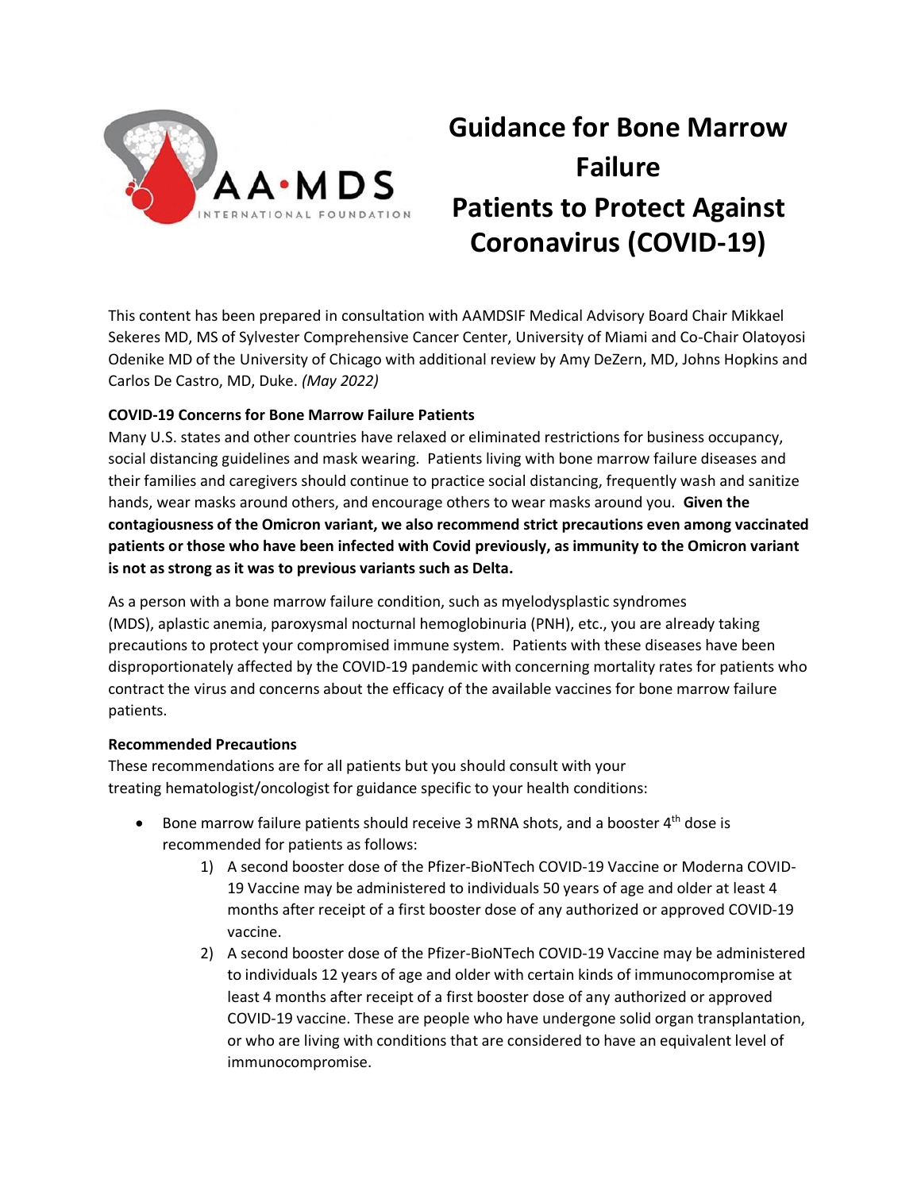# Guidance for Bone Marrow Failure Patients to Protect Against Coronavirus (COVID-19)

This content has been prepared in consultation with AAMDSIF Medical Advisory Board Chair Mikkael Sekeres MD, MS of Sylvester Comprehensive Cancer Center, University of Miami and Co-Chair Olatoyosi Odenike MD of the University of Chicago with additional review by Amy DeZern, MD, Johns Hopkins and Carlos De Castro, MD, Duke. *(May 2022)*

**COVID-19 Concerns for Bone Marrow Failure Patients**

Many U.S. states and other countries have relaxed or eliminated restrictions for business occupancy, social distancing guidelines and mask wearing. Patients living with bone marrow failure diseases and their families and caregivers should continue to practice social distancing, frequently wash and sanitize hands, wear masks around others, and encourage others to wear masks around you. **Given the contagiousness of the Omicron variant, we also recommend strict precautions even among vaccinated patients or those who have been infected with Covid previously, as immunity to the Omicron variant is not as strong as it was to previous variants such as Delta.**

As a person with a bone marrow failure condition, such as myelodysplastic syndromes (MDS), aplastic anemia, paroxysmal nocturnal hemoglobinuria (PNH), etc., you are already taking precautions to protect your compromised immune system. Patients with these diseases have been disproportionately affected by the COVID-19 pandemic with concerning mortality rates for patients who contract the virus and concerns about the efficacy of the available vaccines for bone marrow failure patients.

**Recommended Precautions**

These recommendations are for all patients but you should consult with your treating hematologist/oncologist for guidance specific to your health conditions:

- Bone marrow failure patients should receive 3 mRNA shots, and a booster 4th dose is recommended for patients as follows:
    1) A second booster dose of the Pfizer-BioNTech COVID-19 Vaccine or Moderna COVID-19 Vaccine may be administered to individuals 50 years of age and older at least 4 months after receipt of a first booster dose of any authorized or approved COVID-19 vaccine.
    2) A second booster dose of the Pfizer-BioNTech COVID-19 Vaccine may be administered to individuals 12 years of age and older with certain kinds of immunocompromise at least 4 months after receipt of a first booster dose of any authorized or approved COVID-19 vaccine. These are people who have undergone solid organ transplantation, or who are living with conditions that are considered to have an equivalent level of immunocompromise.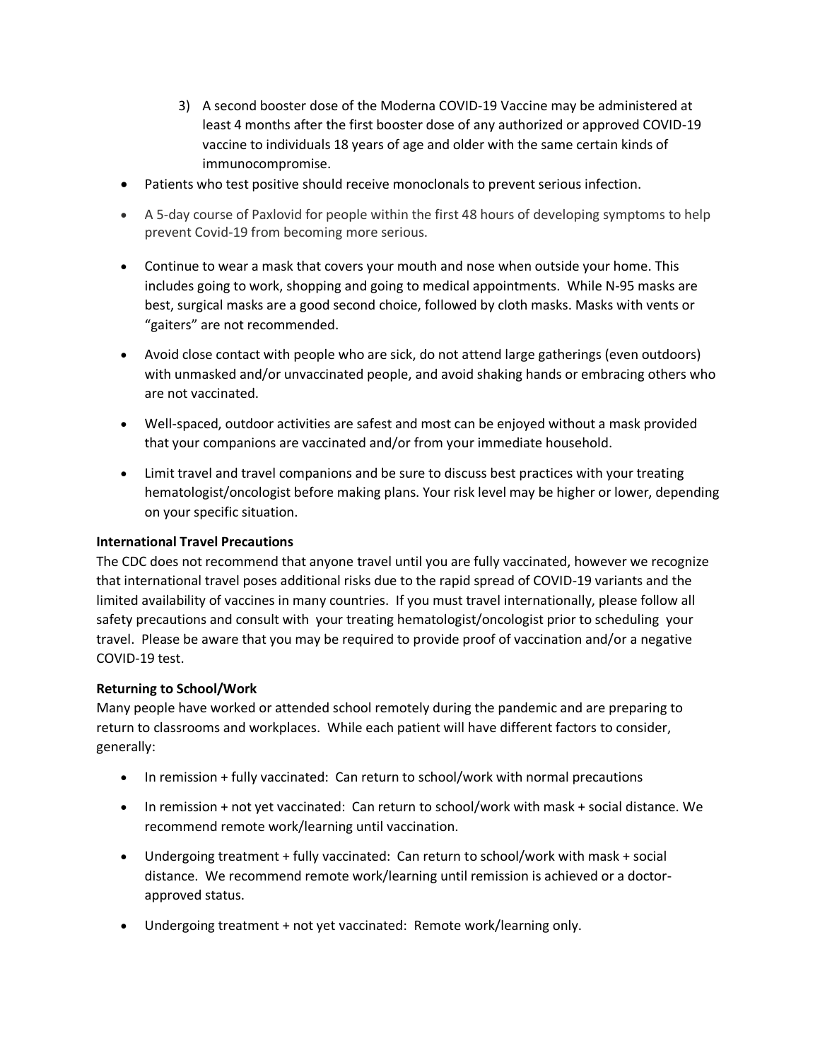3) A second booster dose of the Moderna COVID-19 Vaccine may be administered at least 4 months after the first booster dose of any authorized or approved COVID-19 vaccine to individuals 18 years of age and older with the same certain kinds of immunocompromise.

- Patients who test positive should receive monoclonals to prevent serious infection.
- A 5-day course of Paxlovid for people within the first 48 hours of developing symptoms to help prevent Covid-19 from becoming more serious.
- Continue to wear a mask that covers your mouth and nose when outside your home. This includes going to work, shopping and going to medical appointments. While N-95 masks are best, surgical masks are a good second choice, followed by cloth masks. Masks with vents or "gaiters" are not recommended.
- Avoid close contact with people who are sick, do not attend large gatherings (even outdoors) with unmasked and/or unvaccinated people, and avoid shaking hands or embracing others who are not vaccinated.
- Well-spaced, outdoor activities are safest and most can be enjoyed without a mask provided that your companions are vaccinated and/or from your immediate household.
- Limit travel and travel companions and be sure to discuss best practices with your treating hematologist/oncologist before making plans. Your risk level may be higher or lower, depending on your specific situation.

**International Travel Precautions**

The CDC does not recommend that anyone travel until you are fully vaccinated, however we recognize that international travel poses additional risks due to the rapid spread of COVID-19 variants and the limited availability of vaccines in many countries. If you must travel internationally, please follow all safety precautions and consult with your treating hematologist/oncologist prior to scheduling your travel. Please be aware that you may be required to provide proof of vaccination and/or a negative COVID-19 test.

**Returning to School/Work**

Many people have worked or attended school remotely during the pandemic and are preparing to return to classrooms and workplaces. While each patient will have different factors to consider, generally:

- In remission + fully vaccinated: Can return to school/work with normal precautions
- In remission + not yet vaccinated: Can return to school/work with mask + social distance. We recommend remote work/learning until vaccination.
- Undergoing treatment + fully vaccinated: Can return to school/work with mask + social distance. We recommend remote work/learning until remission is achieved or a doctor-approved status.
- Undergoing treatment + not yet vaccinated: Remote work/learning only.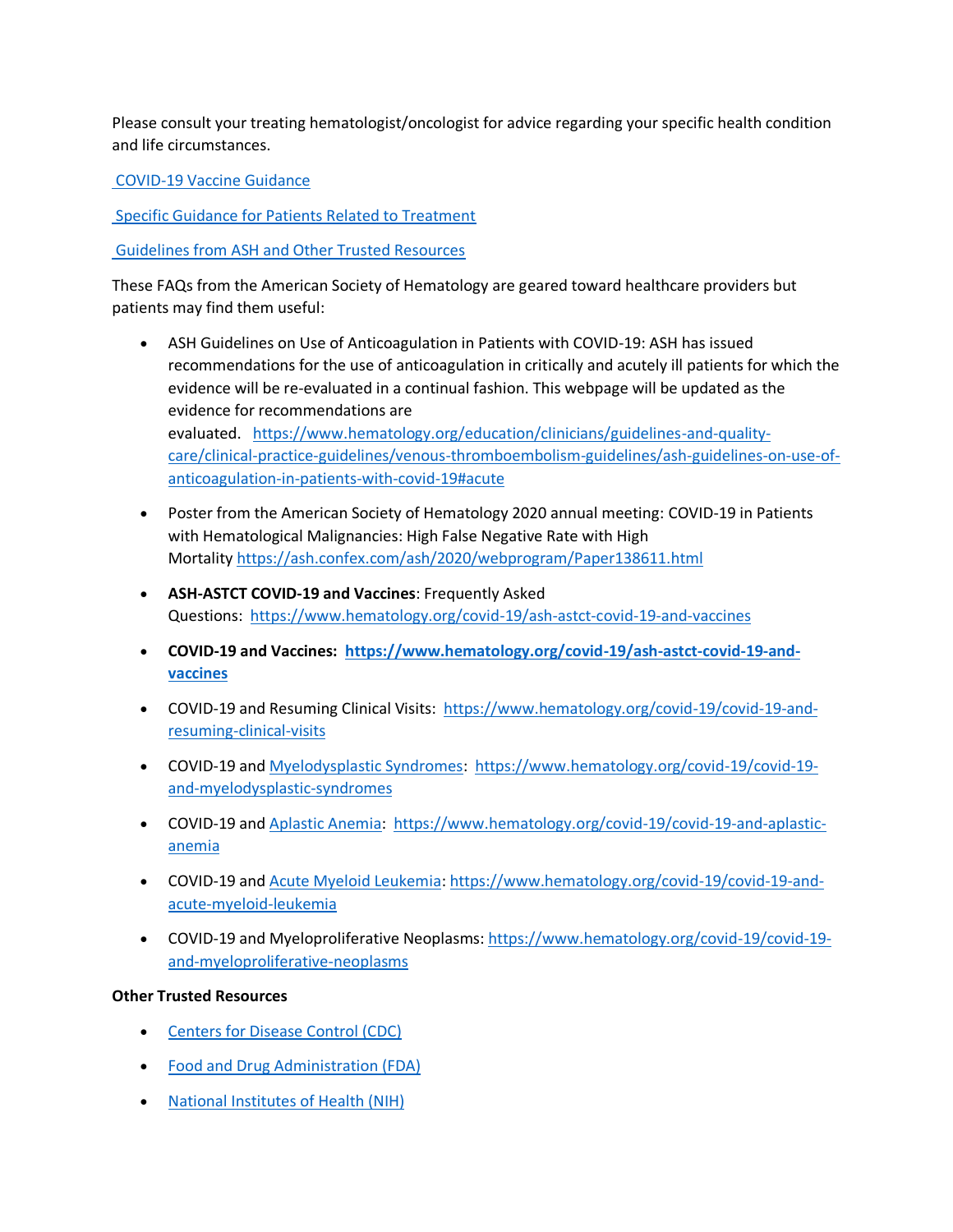Please consult your treating hematologist/oncologist for advice regarding your specific health condition and life circumstances.

COVID-19 Vaccine Guidance

Specific Guidance for Patients Related to Treatment

Guidelines from ASH and Other Trusted Resources

These FAQs from the American Society of Hematology are geared toward healthcare providers but patients may find them useful:

- ASH Guidelines on Use of Anticoagulation in Patients with COVID-19: ASH has issued recommendations for the use of anticoagulation in critically and acutely ill patients for which the evidence will be re-evaluated in a continual fashion. This webpage will be updated as the evidence for recommendations are evaluated. https://www.hematology.org/education/clinicians/guidelines-and-quality-care/clinical-practice-guidelines/venous-thromboembolism-guidelines/ash-guidelines-on-use-of-anticoagulation-in-patients-with-covid-19#acute
- Poster from the American Society of Hematology 2020 annual meeting: COVID-19 in Patients with Hematological Malignancies: High False Negative Rate with High Mortality https://ash.confex.com/ash/2020/webprogram/Paper138611.html
- **ASH-ASTCT COVID-19 and Vaccines**: Frequently Asked Questions: https://www.hematology.org/covid-19/ash-astct-covid-19-and-vaccines
- **COVID-19 and Vaccines: https://www.hematology.org/covid-19/ash-astct-covid-19-and-vaccines**
- COVID-19 and Resuming Clinical Visits: https://www.hematology.org/covid-19/covid-19-and-resuming-clinical-visits
- COVID-19 and Myelodysplastic Syndromes: https://www.hematology.org/covid-19/covid-19-and-myelodysplastic-syndromes
- COVID-19 and Aplastic Anemia: https://www.hematology.org/covid-19/covid-19-and-aplastic-anemia
- COVID-19 and Acute Myeloid Leukemia: https://www.hematology.org/covid-19/covid-19-and-acute-myeloid-leukemia
- COVID-19 and Myeloproliferative Neoplasms: https://www.hematology.org/covid-19/covid-19-and-myeloproliferative-neoplasms

**Other Trusted Resources**

- Centers for Disease Control (CDC)
- Food and Drug Administration (FDA)
- National Institutes of Health (NIH)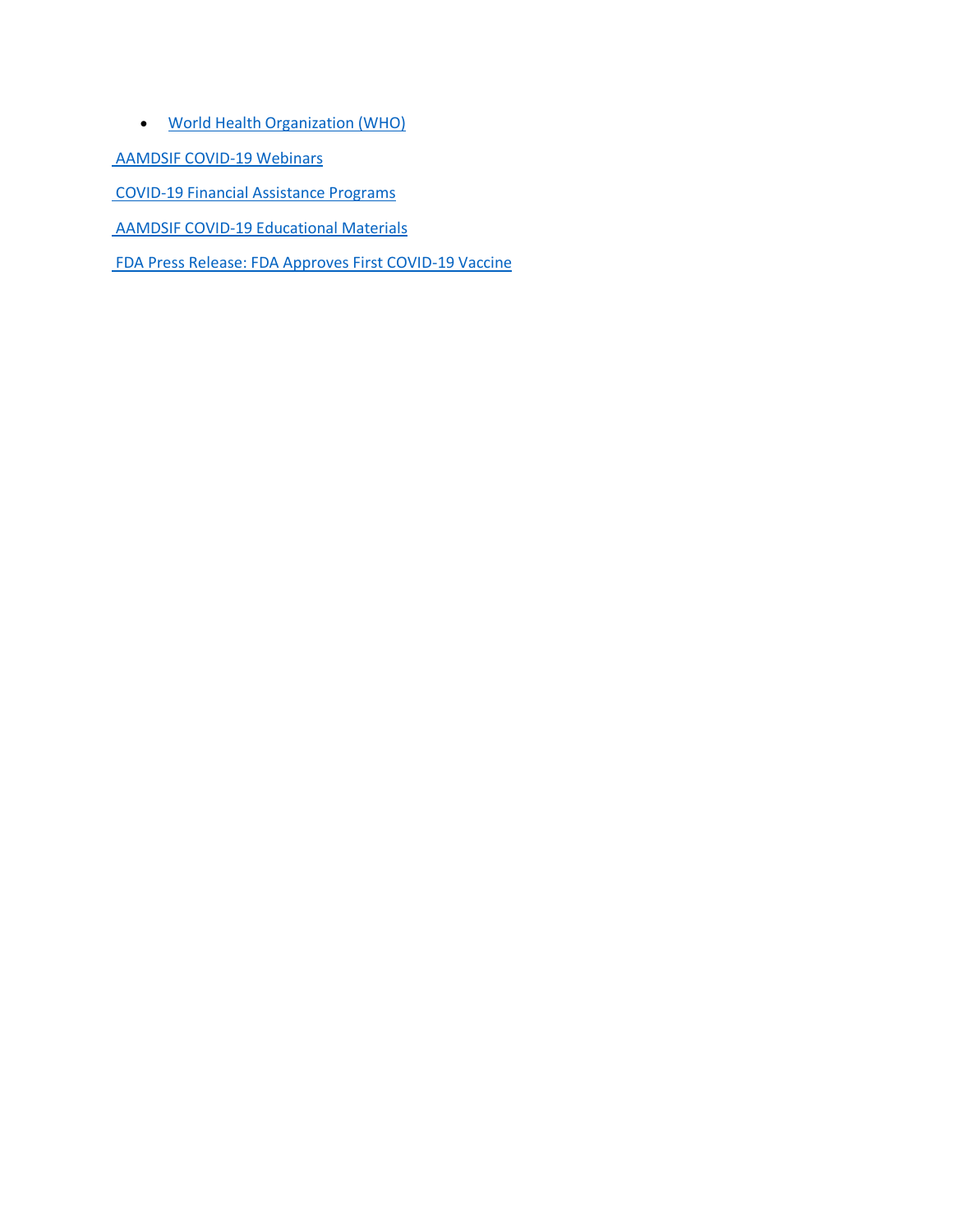- World Health Organization (WHO)

AAMDSIF COVID-19 Webinars

COVID-19 Financial Assistance Programs

AAMDSIF COVID-19 Educational Materials

FDA Press Release: FDA Approves First COVID-19 Vaccine